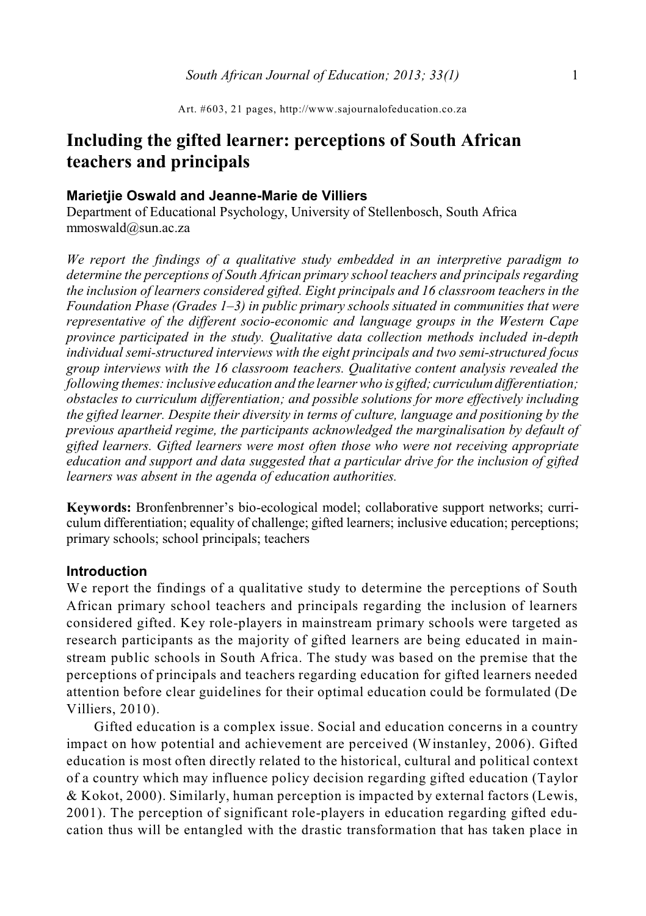Art. #603, 21 pages, http://www.sajournalofeducation.co.za

# Including the gifted learner: perceptions of South African teachers and principals

### Marietjie Oswald and Jeanne-Marie de Villiers

Department of Educational Psychology, University of Stellenbosch, South Africa
mmoswald@sun.ac.za

*We report the findings of a qualitative study embedded in an interpretive paradigm to determine the perceptions of South African primary school teachers and principals regarding the inclusion of learners considered gifted. Eight principals and 16 classroom teachers in the Foundation Phase (Grades 1–3) in public primary schools situated in communities that were representative of the different socio-economic and language groups in the Western Cape province participated in the study. Qualitative data collection methods included in-depth individual semi-structured interviews with the eight principals and two semi-structured focus group interviews with the 16 classroom teachers. Qualitative content analysis revealed the following themes: inclusive education and the learner who is gifted; curriculum differentiation; obstacles to curriculum differentiation; and possible solutions for more effectively including the gifted learner. Despite their diversity in terms of culture, language and positioning by the previous apartheid regime, the participants acknowledged the marginalisation by default of gifted learners. Gifted learners were most often those who were not receiving appropriate education and support and data suggested that a particular drive for the inclusion of gifted learners was absent in the agenda of education authorities.*

**Keywords:** Bronfenbrenner's bio-ecological model; collaborative support networks; curriculum differentiation; equality of challenge; gifted learners; inclusive education; perceptions; primary schools; school principals; teachers

## Introduction

We report the findings of a qualitative study to determine the perceptions of South African primary school teachers and principals regarding the inclusion of learners considered gifted. Key role-players in mainstream primary schools were targeted as research participants as the majority of gifted learners are being educated in mainstream public schools in South Africa. The study was based on the premise that the perceptions of principals and teachers regarding education for gifted learners needed attention before clear guidelines for their optimal education could be formulated (De Villiers, 2010).

Gifted education is a complex issue. Social and education concerns in a country impact on how potential and achievement are perceived (Winstanley, 2006). Gifted education is most often directly related to the historical, cultural and political context of a country which may influence policy decision regarding gifted education (Taylor & Kokot, 2000). Similarly, human perception is impacted by external factors (Lewis, 2001). The perception of significant role-players in education regarding gifted education thus will be entangled with the drastic transformation that has taken place in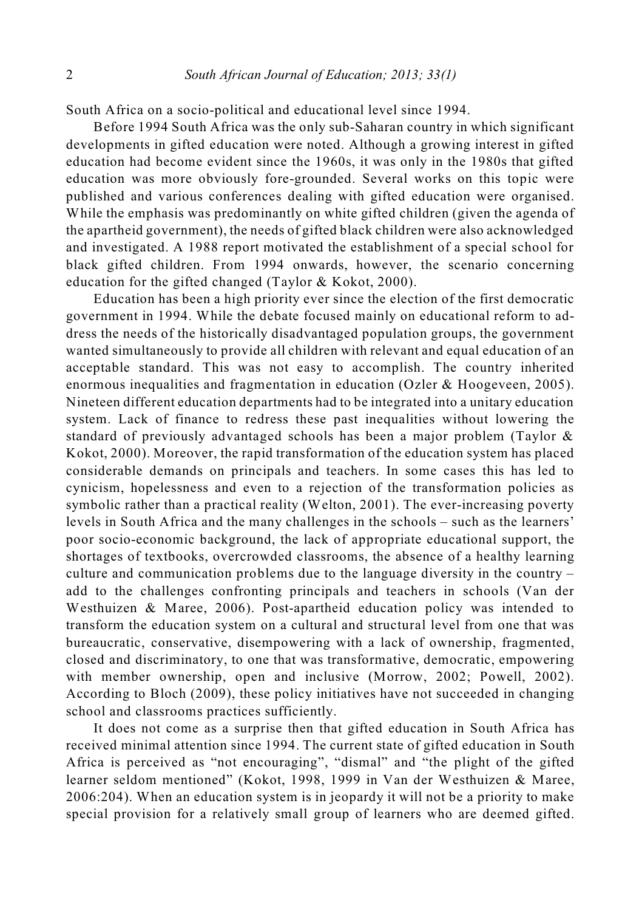South Africa on a socio-political and educational level since 1994.

Before 1994 South Africa was the only sub-Saharan country in which significant developments in gifted education were noted. Although a growing interest in gifted education had become evident since the 1960s, it was only in the 1980s that gifted education was more obviously fore-grounded. Several works on this topic were published and various conferences dealing with gifted education were organised. While the emphasis was predominantly on white gifted children (given the agenda of the apartheid government), the needs of gifted black children were also acknowledged and investigated. A 1988 report motivated the establishment of a special school for black gifted children. From 1994 onwards, however, the scenario concerning education for the gifted changed (Taylor & Kokot, 2000).

Education has been a high priority ever since the election of the first democratic government in 1994. While the debate focused mainly on educational reform to address the needs of the historically disadvantaged population groups, the government wanted simultaneously to provide all children with relevant and equal education of an acceptable standard. This was not easy to accomplish. The country inherited enormous inequalities and fragmentation in education (Ozler & Hoogeveen, 2005). Nineteen different education departments had to be integrated into a unitary education system. Lack of finance to redress these past inequalities without lowering the standard of previously advantaged schools has been a major problem (Taylor & Kokot, 2000). Moreover, the rapid transformation of the education system has placed considerable demands on principals and teachers. In some cases this has led to cynicism, hopelessness and even to a rejection of the transformation policies as symbolic rather than a practical reality (Welton, 2001). The ever-increasing poverty levels in South Africa and the many challenges in the schools – such as the learners' poor socio-economic background, the lack of appropriate educational support, the shortages of textbooks, overcrowded classrooms, the absence of a healthy learning culture and communication problems due to the language diversity in the country – add to the challenges confronting principals and teachers in schools (Van der Westhuizen & Maree, 2006). Post-apartheid education policy was intended to transform the education system on a cultural and structural level from one that was bureaucratic, conservative, disempowering with a lack of ownership, fragmented, closed and discriminatory, to one that was transformative, democratic, empowering with member ownership, open and inclusive (Morrow, 2002; Powell, 2002). According to Bloch (2009), these policy initiatives have not succeeded in changing school and classrooms practices sufficiently.

It does not come as a surprise then that gifted education in South Africa has received minimal attention since 1994. The current state of gifted education in South Africa is perceived as "not encouraging", "dismal" and "the plight of the gifted learner seldom mentioned" (Kokot, 1998, 1999 in Van der Westhuizen & Maree, 2006:204). When an education system is in jeopardy it will not be a priority to make special provision for a relatively small group of learners who are deemed gifted.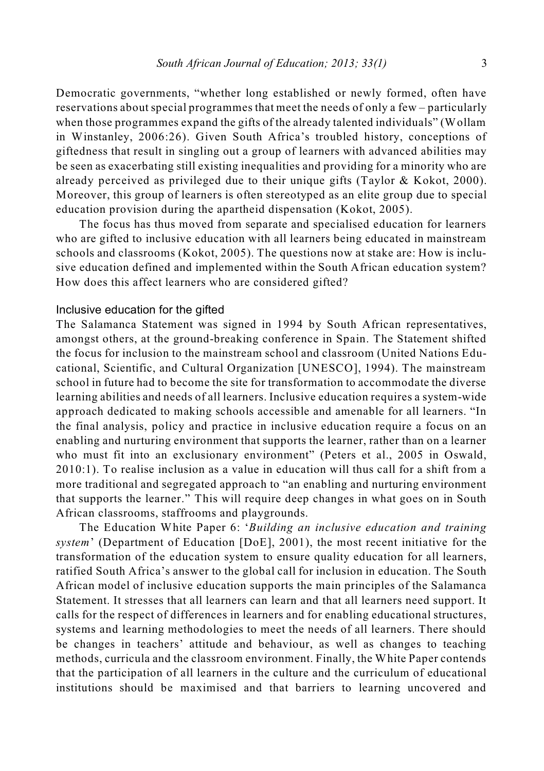Democratic governments, "whether long established or newly formed, often have reservations about special programmes that meet the needs of only a few – particularly when those programmes expand the gifts of the already talented individuals" (Wollam in Winstanley, 2006:26). Given South Africa's troubled history, conceptions of giftedness that result in singling out a group of learners with advanced abilities may be seen as exacerbating still existing inequalities and providing for a minority who are already perceived as privileged due to their unique gifts (Taylor & Kokot, 2000). Moreover, this group of learners is often stereotyped as an elite group due to special education provision during the apartheid dispensation (Kokot, 2005).

The focus has thus moved from separate and specialised education for learners who are gifted to inclusive education with all learners being educated in mainstream schools and classrooms (Kokot, 2005). The questions now at stake are: How is inclusive education defined and implemented within the South African education system? How does this affect learners who are considered gifted?

### Inclusive education for the gifted

The Salamanca Statement was signed in 1994 by South African representatives, amongst others, at the ground-breaking conference in Spain. The Statement shifted the focus for inclusion to the mainstream school and classroom (United Nations Educational, Scientific, and Cultural Organization [UNESCO], 1994). The mainstream school in future had to become the site for transformation to accommodate the diverse learning abilities and needs of all learners. Inclusive education requires a system-wide approach dedicated to making schools accessible and amenable for all learners. "In the final analysis, policy and practice in inclusive education require a focus on an enabling and nurturing environment that supports the learner, rather than on a learner who must fit into an exclusionary environment" (Peters et al., 2005 in Oswald, 2010:1). To realise inclusion as a value in education will thus call for a shift from a more traditional and segregated approach to "an enabling and nurturing environment that supports the learner." This will require deep changes in what goes on in South African classrooms, staffrooms and playgrounds.

The Education White Paper 6: '*Building an inclusive education and training system*' (Department of Education [DoE], 2001), the most recent initiative for the transformation of the education system to ensure quality education for all learners, ratified South Africa's answer to the global call for inclusion in education. The South African model of inclusive education supports the main principles of the Salamanca Statement. It stresses that all learners can learn and that all learners need support. It calls for the respect of differences in learners and for enabling educational structures, systems and learning methodologies to meet the needs of all learners. There should be changes in teachers' attitude and behaviour, as well as changes to teaching methods, curricula and the classroom environment. Finally, the White Paper contends that the participation of all learners in the culture and the curriculum of educational institutions should be maximised and that barriers to learning uncovered and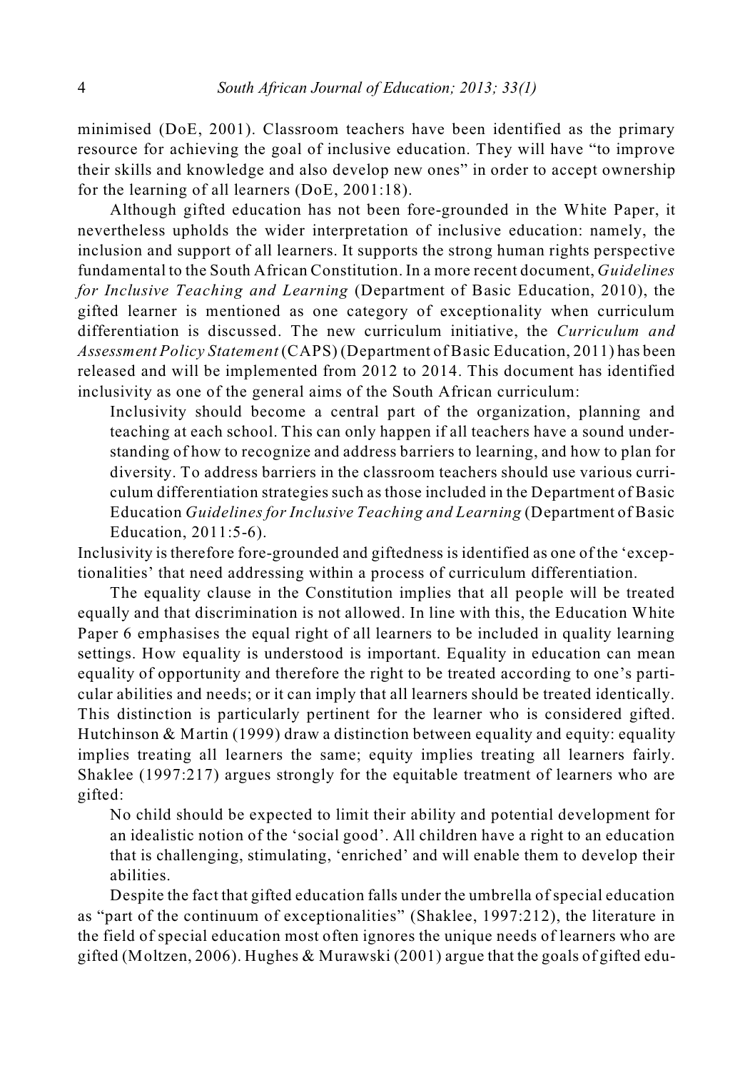minimised (DoE, 2001). Classroom teachers have been identified as the primary resource for achieving the goal of inclusive education. They will have "to improve their skills and knowledge and also develop new ones" in order to accept ownership for the learning of all learners (DoE, 2001:18).

Although gifted education has not been fore-grounded in the White Paper, it nevertheless upholds the wider interpretation of inclusive education: namely, the inclusion and support of all learners. It supports the strong human rights perspective fundamental to the South African Constitution. In a more recent document, *Guidelines for Inclusive Teaching and Learning* (Department of Basic Education, 2010), the gifted learner is mentioned as one category of exceptionality when curriculum differentiation is discussed. The new curriculum initiative, the *Curriculum and Assessment Policy Statement* (CAPS) (Department of Basic Education, 2011) has been released and will be implemented from 2012 to 2014. This document has identified inclusivity as one of the general aims of the South African curriculum:

> Inclusivity should become a central part of the organization, planning and teaching at each school. This can only happen if all teachers have a sound understanding of how to recognize and address barriers to learning, and how to plan for diversity. To address barriers in the classroom teachers should use various curriculum differentiation strategies such as those included in the Department of Basic Education *Guidelines for Inclusive Teaching and Learning* (Department of Basic Education, 2011:5-6).

Inclusivity is therefore fore-grounded and giftedness is identified as one of the 'exceptionalities' that need addressing within a process of curriculum differentiation.

The equality clause in the Constitution implies that all people will be treated equally and that discrimination is not allowed. In line with this, the Education White Paper 6 emphasises the equal right of all learners to be included in quality learning settings. How equality is understood is important. Equality in education can mean equality of opportunity and therefore the right to be treated according to one's particular abilities and needs; or it can imply that all learners should be treated identically. This distinction is particularly pertinent for the learner who is considered gifted. Hutchinson & Martin (1999) draw a distinction between equality and equity: equality implies treating all learners the same; equity implies treating all learners fairly. Shaklee (1997:217) argues strongly for the equitable treatment of learners who are gifted:

> No child should be expected to limit their ability and potential development for an idealistic notion of the 'social good'. All children have a right to an education that is challenging, stimulating, 'enriched' and will enable them to develop their abilities.

Despite the fact that gifted education falls under the umbrella of special education as "part of the continuum of exceptionalities" (Shaklee, 1997:212), the literature in the field of special education most often ignores the unique needs of learners who are gifted (Moltzen, 2006). Hughes & Murawski (2001) argue that the goals of gifted edu-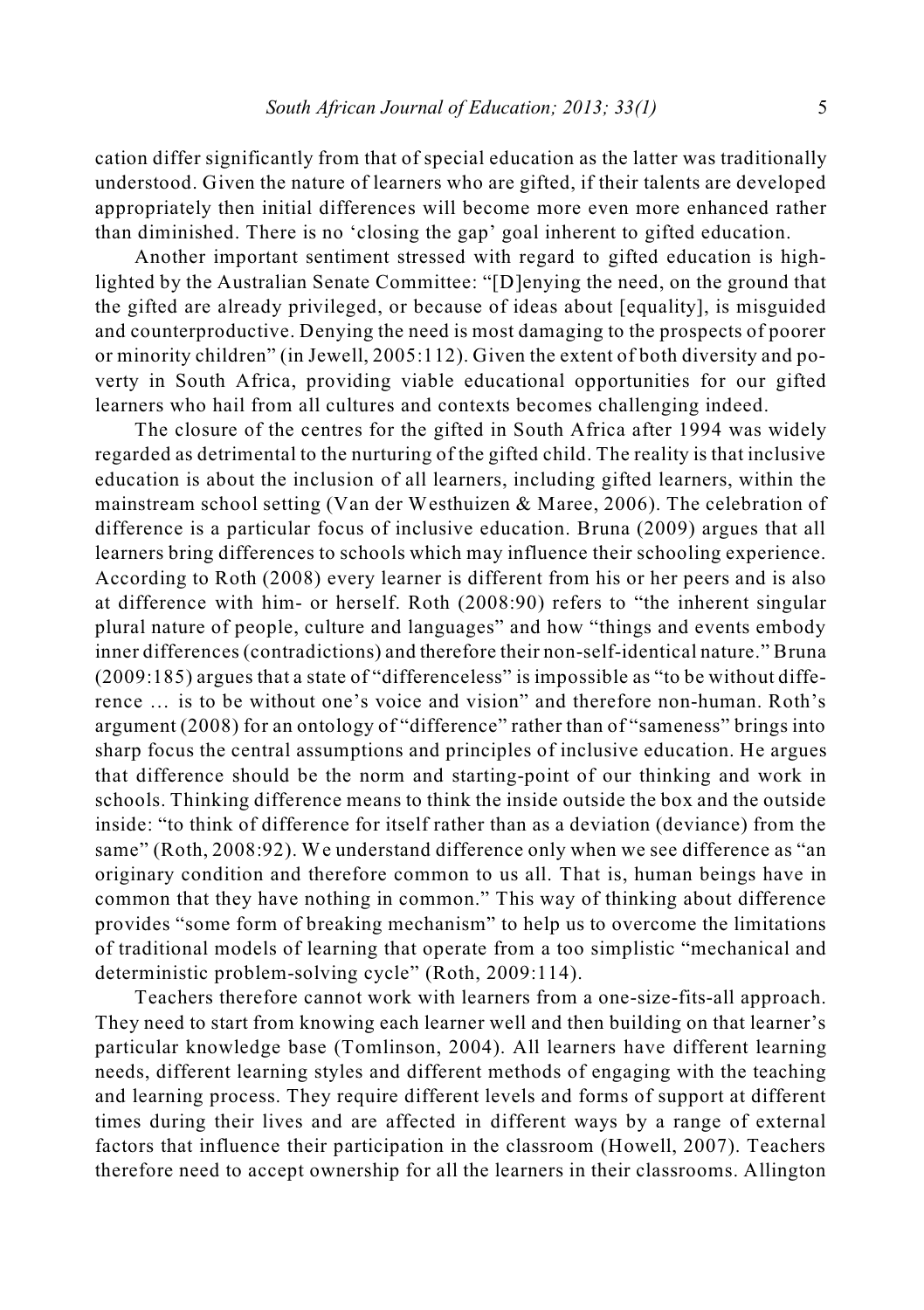cation differ significantly from that of special education as the latter was traditionally understood. Given the nature of learners who are gifted, if their talents are developed appropriately then initial differences will become more even more enhanced rather than diminished. There is no 'closing the gap' goal inherent to gifted education.

Another important sentiment stressed with regard to gifted education is highlighted by the Australian Senate Committee: "[D]enying the need, on the ground that the gifted are already privileged, or because of ideas about [equality], is misguided and counterproductive. Denying the need is most damaging to the prospects of poorer or minority children" (in Jewell, 2005:112). Given the extent of both diversity and poverty in South Africa, providing viable educational opportunities for our gifted learners who hail from all cultures and contexts becomes challenging indeed.

The closure of the centres for the gifted in South Africa after 1994 was widely regarded as detrimental to the nurturing of the gifted child. The reality is that inclusive education is about the inclusion of all learners, including gifted learners, within the mainstream school setting (Van der Westhuizen & Maree, 2006). The celebration of difference is a particular focus of inclusive education. Bruna (2009) argues that all learners bring differences to schools which may influence their schooling experience. According to Roth (2008) every learner is different from his or her peers and is also at difference with him- or herself. Roth (2008:90) refers to "the inherent singular plural nature of people, culture and languages" and how "things and events embody inner differences (contradictions) and therefore their non-self-identical nature." Bruna (2009:185) argues that a state of "differenceless" is impossible as "to be without difference … is to be without one's voice and vision" and therefore non-human. Roth's argument (2008) for an ontology of "difference" rather than of "sameness" brings into sharp focus the central assumptions and principles of inclusive education. He argues that difference should be the norm and starting-point of our thinking and work in schools. Thinking difference means to think the inside outside the box and the outside inside: "to think of difference for itself rather than as a deviation (deviance) from the same" (Roth, 2008:92). We understand difference only when we see difference as "an originary condition and therefore common to us all. That is, human beings have in common that they have nothing in common." This way of thinking about difference provides "some form of breaking mechanism" to help us to overcome the limitations of traditional models of learning that operate from a too simplistic "mechanical and deterministic problem-solving cycle" (Roth, 2009:114).

Teachers therefore cannot work with learners from a one-size-fits-all approach. They need to start from knowing each learner well and then building on that learner's particular knowledge base (Tomlinson, 2004). All learners have different learning needs, different learning styles and different methods of engaging with the teaching and learning process. They require different levels and forms of support at different times during their lives and are affected in different ways by a range of external factors that influence their participation in the classroom (Howell, 2007). Teachers therefore need to accept ownership for all the learners in their classrooms. Allington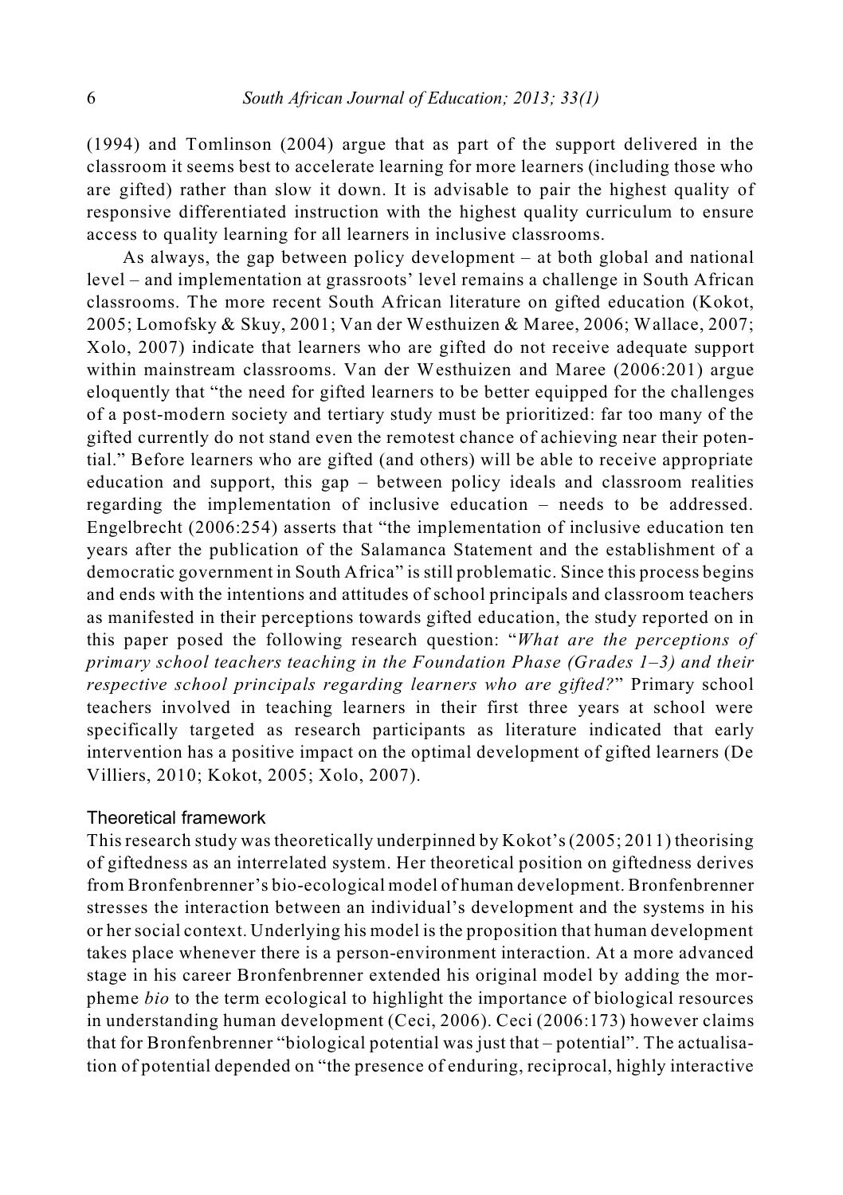(1994) and Tomlinson (2004) argue that as part of the support delivered in the classroom it seems best to accelerate learning for more learners (including those who are gifted) rather than slow it down. It is advisable to pair the highest quality of responsive differentiated instruction with the highest quality curriculum to ensure access to quality learning for all learners in inclusive classrooms.

As always, the gap between policy development – at both global and national level – and implementation at grassroots' level remains a challenge in South African classrooms. The more recent South African literature on gifted education (Kokot, 2005; Lomofsky & Skuy, 2001; Van der Westhuizen & Maree, 2006; Wallace, 2007; Xolo, 2007) indicate that learners who are gifted do not receive adequate support within mainstream classrooms. Van der Westhuizen and Maree (2006:201) argue eloquently that "the need for gifted learners to be better equipped for the challenges of a post-modern society and tertiary study must be prioritized: far too many of the gifted currently do not stand even the remotest chance of achieving near their potential." Before learners who are gifted (and others) will be able to receive appropriate education and support, this gap – between policy ideals and classroom realities regarding the implementation of inclusive education – needs to be addressed. Engelbrecht (2006:254) asserts that "the implementation of inclusive education ten years after the publication of the Salamanca Statement and the establishment of a democratic government in South Africa" is still problematic. Since this process begins and ends with the intentions and attitudes of school principals and classroom teachers as manifested in their perceptions towards gifted education, the study reported on in this paper posed the following research question: "*What are the perceptions of primary school teachers teaching in the Foundation Phase (Grades 1–3) and their respective school principals regarding learners who are gifted?*" Primary school teachers involved in teaching learners in their first three years at school were specifically targeted as research participants as literature indicated that early intervention has a positive impact on the optimal development of gifted learners (De Villiers, 2010; Kokot, 2005; Xolo, 2007).

## Theoretical framework

This research study was theoretically underpinned by Kokot's (2005; 2011) theorising of giftedness as an interrelated system. Her theoretical position on giftedness derives from Bronfenbrenner's bio-ecological model of human development. Bronfenbrenner stresses the interaction between an individual's development and the systems in his or her social context. Underlying his model is the proposition that human development takes place whenever there is a person-environment interaction. At a more advanced stage in his career Bronfenbrenner extended his original model by adding the morpheme *bio* to the term ecological to highlight the importance of biological resources in understanding human development (Ceci, 2006). Ceci (2006:173) however claims that for Bronfenbrenner "biological potential was just that – potential". The actualisation of potential depended on "the presence of enduring, reciprocal, highly interactive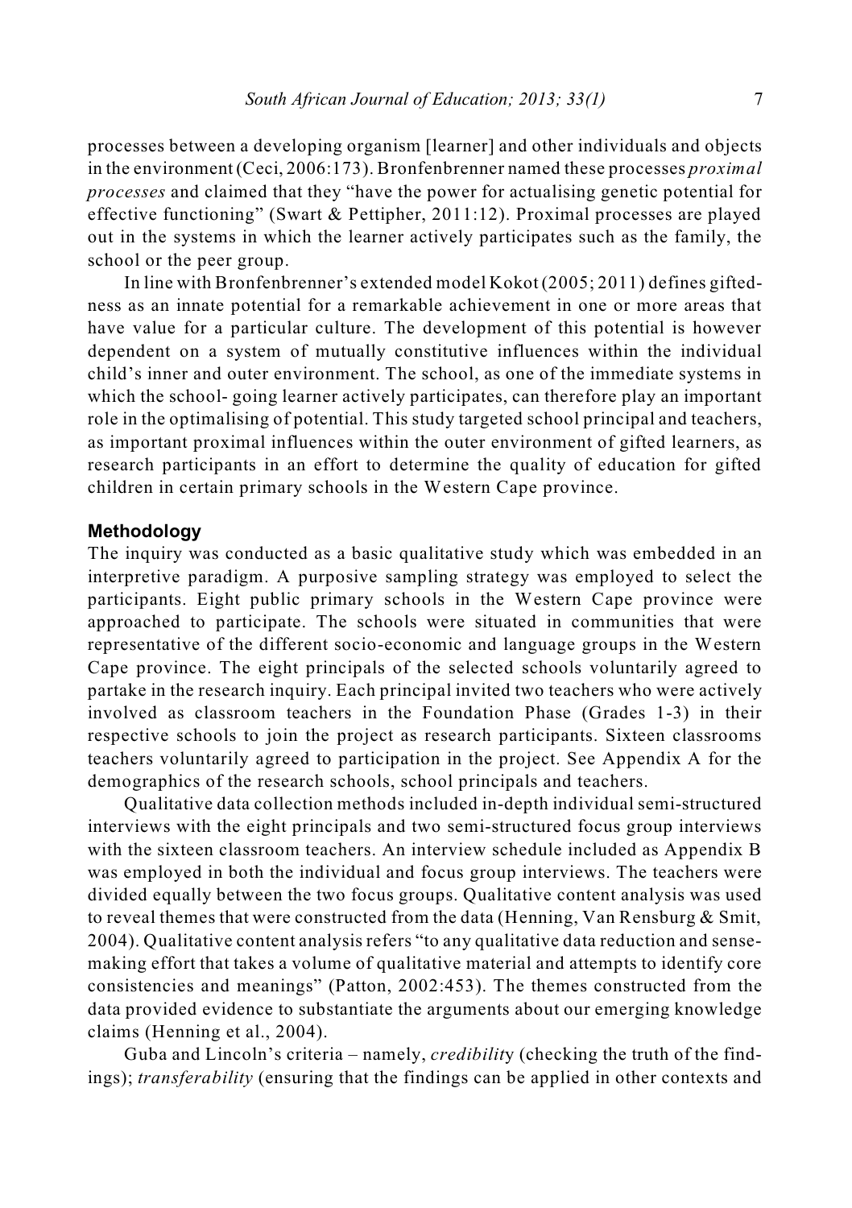processes between a developing organism [learner] and other individuals and objects in the environment (Ceci, 2006:173). Bronfenbrenner named these processes *proximal processes* and claimed that they "have the power for actualising genetic potential for effective functioning" (Swart & Pettipher, 2011:12). Proximal processes are played out in the systems in which the learner actively participates such as the family, the school or the peer group.

In line with Bronfenbrenner's extended model Kokot (2005; 2011) defines giftedness as an innate potential for a remarkable achievement in one or more areas that have value for a particular culture. The development of this potential is however dependent on a system of mutually constitutive influences within the individual child's inner and outer environment. The school, as one of the immediate systems in which the school- going learner actively participates, can therefore play an important role in the optimalising of potential. This study targeted school principal and teachers, as important proximal influences within the outer environment of gifted learners, as research participants in an effort to determine the quality of education for gifted children in certain primary schools in the Western Cape province.

## Methodology

The inquiry was conducted as a basic qualitative study which was embedded in an interpretive paradigm. A purposive sampling strategy was employed to select the participants. Eight public primary schools in the Western Cape province were approached to participate. The schools were situated in communities that were representative of the different socio-economic and language groups in the Western Cape province. The eight principals of the selected schools voluntarily agreed to partake in the research inquiry. Each principal invited two teachers who were actively involved as classroom teachers in the Foundation Phase (Grades 1-3) in their respective schools to join the project as research participants. Sixteen classrooms teachers voluntarily agreed to participation in the project. See Appendix A for the demographics of the research schools, school principals and teachers.

Qualitative data collection methods included in-depth individual semi-structured interviews with the eight principals and two semi-structured focus group interviews with the sixteen classroom teachers. An interview schedule included as Appendix B was employed in both the individual and focus group interviews. The teachers were divided equally between the two focus groups. Qualitative content analysis was used to reveal themes that were constructed from the data (Henning, Van Rensburg & Smit, 2004). Qualitative content analysis refers "to any qualitative data reduction and sense-making effort that takes a volume of qualitative material and attempts to identify core consistencies and meanings" (Patton, 2002:453). The themes constructed from the data provided evidence to substantiate the arguments about our emerging knowledge claims (Henning et al., 2004).

Guba and Lincoln's criteria – namely, *credibility* (checking the truth of the findings); *transferability* (ensuring that the findings can be applied in other contexts and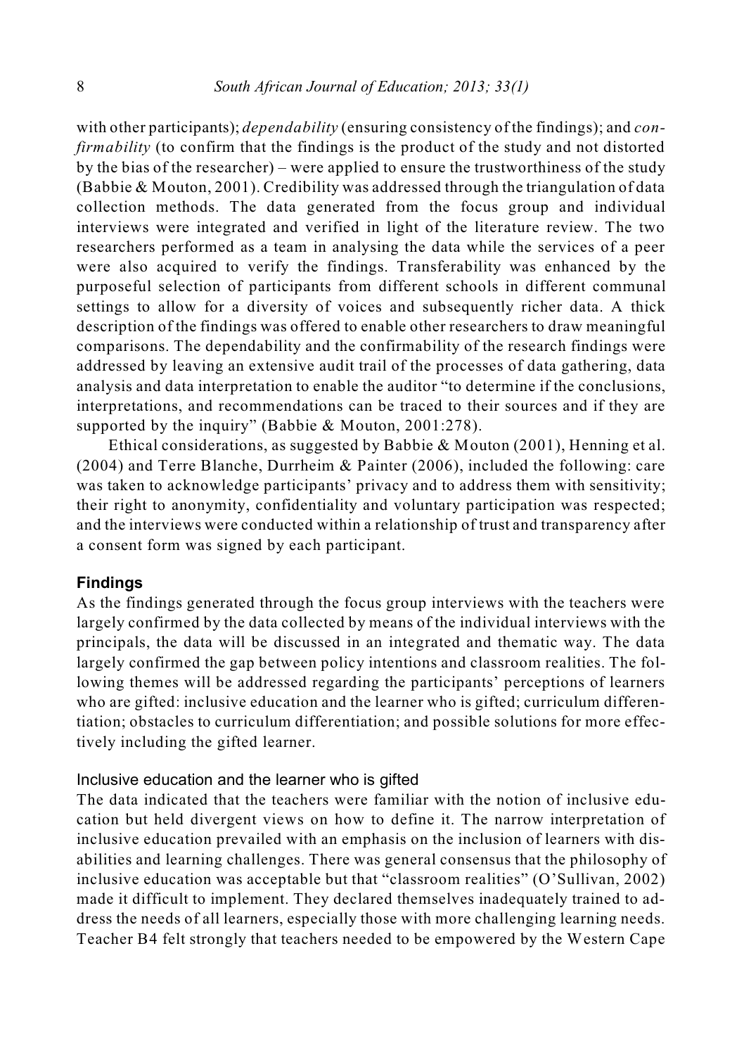with other participants); *dependability* (ensuring consistency of the findings); and *confirmability* (to confirm that the findings is the product of the study and not distorted by the bias of the researcher) – were applied to ensure the trustworthiness of the study (Babbie & Mouton, 2001). Credibility was addressed through the triangulation of data collection methods. The data generated from the focus group and individual interviews were integrated and verified in light of the literature review. The two researchers performed as a team in analysing the data while the services of a peer were also acquired to verify the findings. Transferability was enhanced by the purposeful selection of participants from different schools in different communal settings to allow for a diversity of voices and subsequently richer data. A thick description of the findings was offered to enable other researchers to draw meaningful comparisons. The dependability and the confirmability of the research findings were addressed by leaving an extensive audit trail of the processes of data gathering, data analysis and data interpretation to enable the auditor "to determine if the conclusions, interpretations, and recommendations can be traced to their sources and if they are supported by the inquiry" (Babbie & Mouton, 2001:278).

Ethical considerations, as suggested by Babbie & Mouton (2001), Henning et al. (2004) and Terre Blanche, Durrheim & Painter (2006), included the following: care was taken to acknowledge participants' privacy and to address them with sensitivity; their right to anonymity, confidentiality and voluntary participation was respected; and the interviews were conducted within a relationship of trust and transparency after a consent form was signed by each participant.

## Findings

As the findings generated through the focus group interviews with the teachers were largely confirmed by the data collected by means of the individual interviews with the principals, the data will be discussed in an integrated and thematic way. The data largely confirmed the gap between policy intentions and classroom realities. The following themes will be addressed regarding the participants' perceptions of learners who are gifted: inclusive education and the learner who is gifted; curriculum differentiation; obstacles to curriculum differentiation; and possible solutions for more effectively including the gifted learner.

### Inclusive education and the learner who is gifted

The data indicated that the teachers were familiar with the notion of inclusive education but held divergent views on how to define it. The narrow interpretation of inclusive education prevailed with an emphasis on the inclusion of learners with disabilities and learning challenges. There was general consensus that the philosophy of inclusive education was acceptable but that "classroom realities" (O'Sullivan, 2002) made it difficult to implement. They declared themselves inadequately trained to address the needs of all learners, especially those with more challenging learning needs. Teacher B4 felt strongly that teachers needed to be empowered by the Western Cape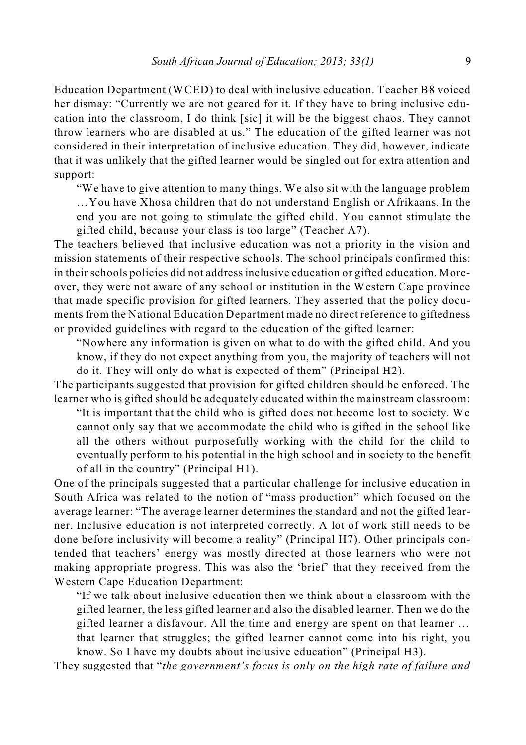Education Department (WCED) to deal with inclusive education. Teacher B8 voiced her dismay: "Currently we are not geared for it. If they have to bring inclusive education into the classroom, I do think [sic] it will be the biggest chaos. They cannot throw learners who are disabled at us." The education of the gifted learner was not considered in their interpretation of inclusive education. They did, however, indicate that it was unlikely that the gifted learner would be singled out for extra attention and support:

> "We have to give attention to many things. We also sit with the language problem …You have Xhosa children that do not understand English or Afrikaans. In the end you are not going to stimulate the gifted child. You cannot stimulate the gifted child, because your class is too large" (Teacher A7).

The teachers believed that inclusive education was not a priority in the vision and mission statements of their respective schools. The school principals confirmed this: in their schools policies did not address inclusive education or gifted education. Moreover, they were not aware of any school or institution in the Western Cape province that made specific provision for gifted learners. They asserted that the policy documents from the National Education Department made no direct reference to giftedness or provided guidelines with regard to the education of the gifted learner:

> "Nowhere any information is given on what to do with the gifted child. And you know, if they do not expect anything from you, the majority of teachers will not do it. They will only do what is expected of them" (Principal H2).

The participants suggested that provision for gifted children should be enforced. The learner who is gifted should be adequately educated within the mainstream classroom:

> "It is important that the child who is gifted does not become lost to society. We cannot only say that we accommodate the child who is gifted in the school like all the others without purposefully working with the child for the child to eventually perform to his potential in the high school and in society to the benefit of all in the country" (Principal H1).

One of the principals suggested that a particular challenge for inclusive education in South Africa was related to the notion of "mass production" which focused on the average learner: "The average learner determines the standard and not the gifted learner. Inclusive education is not interpreted correctly. A lot of work still needs to be done before inclusivity will become a reality" (Principal H7). Other principals contended that teachers' energy was mostly directed at those learners who were not making appropriate progress. This was also the 'brief' that they received from the Western Cape Education Department:

> "If we talk about inclusive education then we think about a classroom with the gifted learner, the less gifted learner and also the disabled learner. Then we do the gifted learner a disfavour. All the time and energy are spent on that learner … that learner that struggles; the gifted learner cannot come into his right, you know. So I have my doubts about inclusive education" (Principal H3).

They suggested that "*the government's focus is only on the high rate of failure and*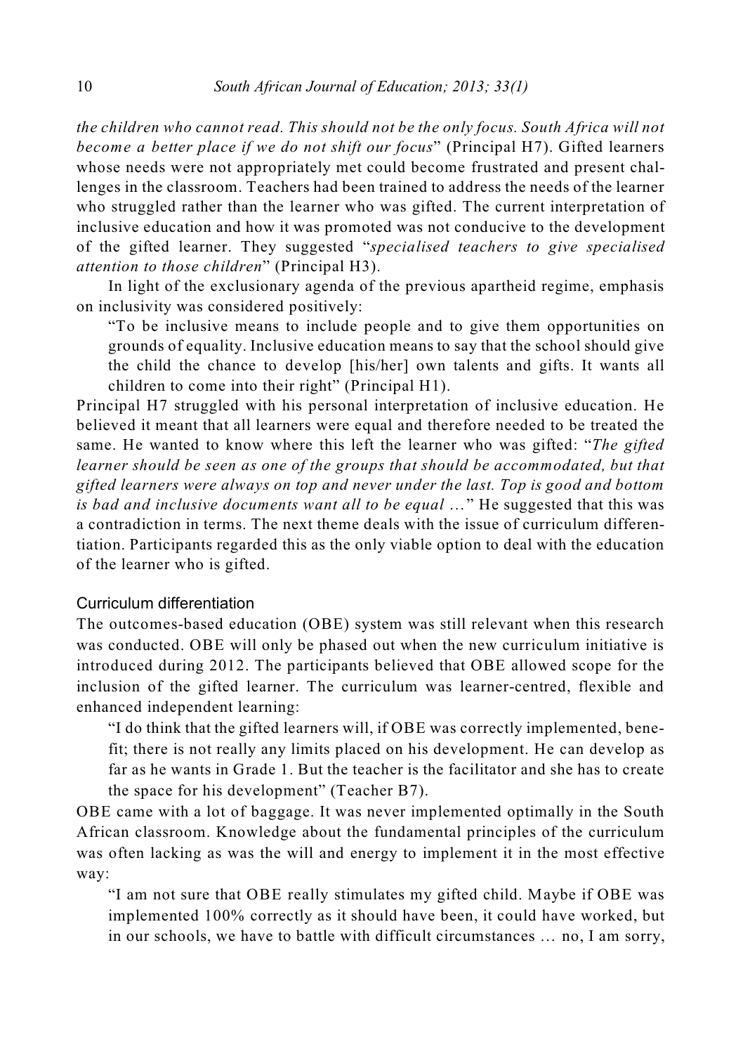*the children who cannot read. This should not be the only focus. South Africa will not become a better place if we do not shift our focus*" (Principal H7). Gifted learners whose needs were not appropriately met could become frustrated and present challenges in the classroom. Teachers had been trained to address the needs of the learner who struggled rather than the learner who was gifted. The current interpretation of inclusive education and how it was promoted was not conducive to the development of the gifted learner. They suggested "*specialised teachers to give specialised attention to those children*" (Principal H3).

In light of the exclusionary agenda of the previous apartheid regime, emphasis on inclusivity was considered positively:

> "To be inclusive means to include people and to give them opportunities on grounds of equality. Inclusive education means to say that the school should give the child the chance to develop [his/her] own talents and gifts. It wants all children to come into their right" (Principal H1).

Principal H7 struggled with his personal interpretation of inclusive education. He believed it meant that all learners were equal and therefore needed to be treated the same. He wanted to know where this left the learner who was gifted: "*The gifted learner should be seen as one of the groups that should be accommodated, but that gifted learners were always on top and never under the last. Top is good and bottom is bad and inclusive documents want all to be equal …*" He suggested that this was a contradiction in terms. The next theme deals with the issue of curriculum differentiation. Participants regarded this as the only viable option to deal with the education of the learner who is gifted.

### Curriculum differentiation

The outcomes-based education (OBE) system was still relevant when this research was conducted. OBE will only be phased out when the new curriculum initiative is introduced during 2012. The participants believed that OBE allowed scope for the inclusion of the gifted learner. The curriculum was learner-centred, flexible and enhanced independent learning:

> "I do think that the gifted learners will, if OBE was correctly implemented, benefit; there is not really any limits placed on his development. He can develop as far as he wants in Grade 1. But the teacher is the facilitator and she has to create the space for his development" (Teacher B7).

OBE came with a lot of baggage. It was never implemented optimally in the South African classroom. Knowledge about the fundamental principles of the curriculum was often lacking as was the will and energy to implement it in the most effective way:

> "I am not sure that OBE really stimulates my gifted child. Maybe if OBE was implemented 100% correctly as it should have been, it could have worked, but in our schools, we have to battle with difficult circumstances … no, I am sorry,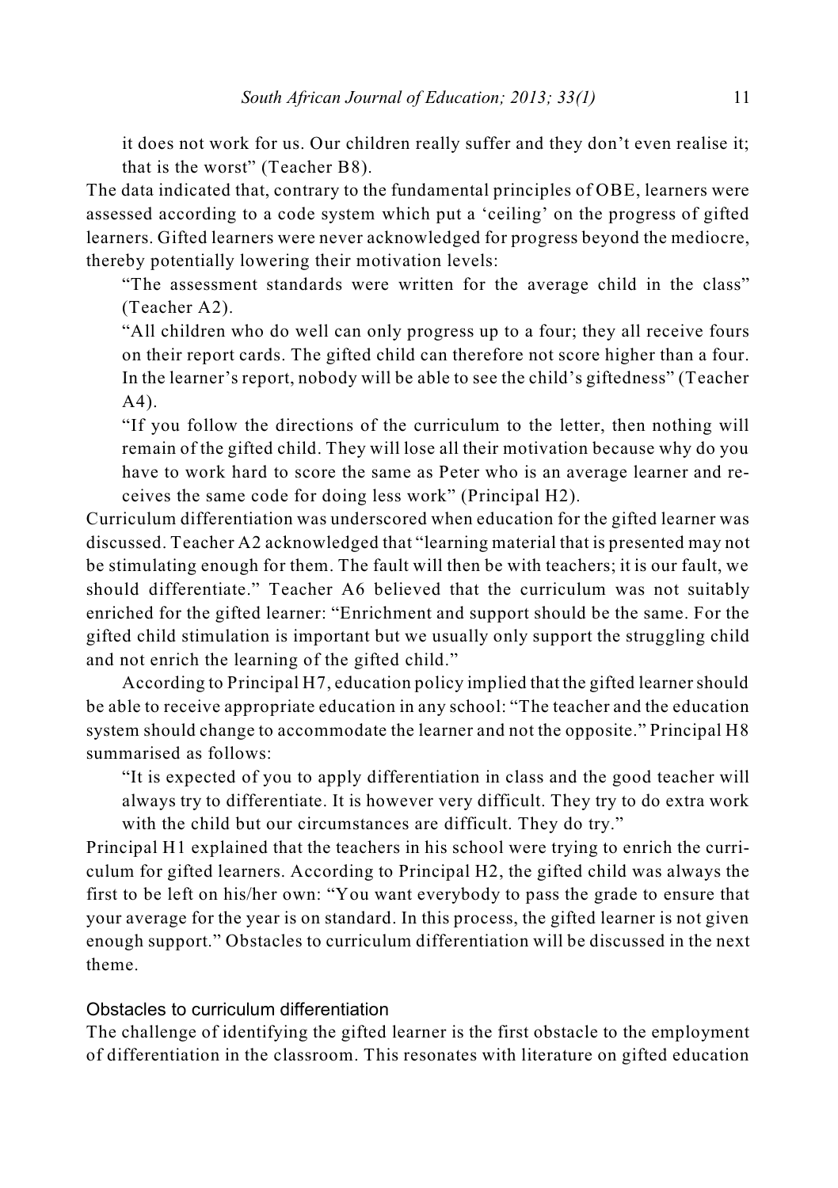it does not work for us. Our children really suffer and they don't even realise it; that is the worst" (Teacher B8).

The data indicated that, contrary to the fundamental principles of OBE, learners were assessed according to a code system which put a 'ceiling' on the progress of gifted learners. Gifted learners were never acknowledged for progress beyond the mediocre, thereby potentially lowering their motivation levels:

> "The assessment standards were written for the average child in the class" (Teacher A2).
>
> "All children who do well can only progress up to a four; they all receive fours on their report cards. The gifted child can therefore not score higher than a four. In the learner's report, nobody will be able to see the child's giftedness" (Teacher A4).
>
> "If you follow the directions of the curriculum to the letter, then nothing will remain of the gifted child. They will lose all their motivation because why do you have to work hard to score the same as Peter who is an average learner and receives the same code for doing less work" (Principal H2).

Curriculum differentiation was underscored when education for the gifted learner was discussed. Teacher A2 acknowledged that "learning material that is presented may not be stimulating enough for them. The fault will then be with teachers; it is our fault, we should differentiate." Teacher A6 believed that the curriculum was not suitably enriched for the gifted learner: "Enrichment and support should be the same. For the gifted child stimulation is important but we usually only support the struggling child and not enrich the learning of the gifted child."

According to Principal H7, education policy implied that the gifted learner should be able to receive appropriate education in any school: "The teacher and the education system should change to accommodate the learner and not the opposite." Principal H8 summarised as follows:

> "It is expected of you to apply differentiation in class and the good teacher will always try to differentiate. It is however very difficult. They try to do extra work with the child but our circumstances are difficult. They do try."

Principal H1 explained that the teachers in his school were trying to enrich the curriculum for gifted learners. According to Principal H2, the gifted child was always the first to be left on his/her own: "You want everybody to pass the grade to ensure that your average for the year is on standard. In this process, the gifted learner is not given enough support." Obstacles to curriculum differentiation will be discussed in the next theme.

### Obstacles to curriculum differentiation

The challenge of identifying the gifted learner is the first obstacle to the employment of differentiation in the classroom. This resonates with literature on gifted education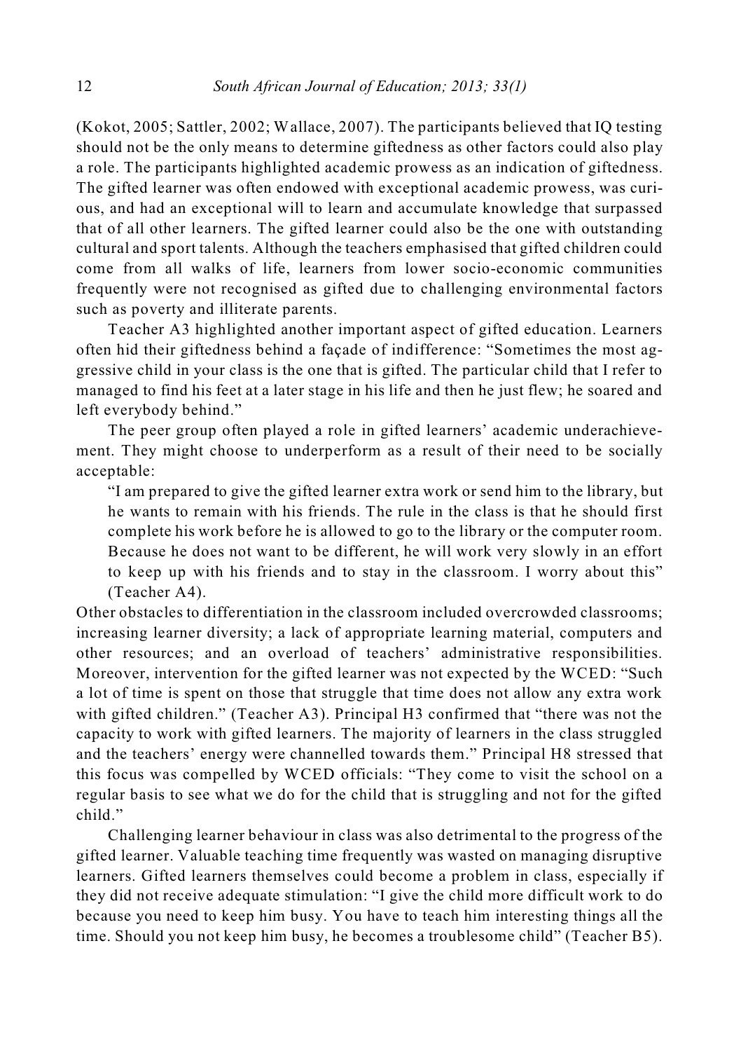(Kokot, 2005; Sattler, 2002; Wallace, 2007). The participants believed that IQ testing should not be the only means to determine giftedness as other factors could also play a role. The participants highlighted academic prowess as an indication of giftedness. The gifted learner was often endowed with exceptional academic prowess, was curious, and had an exceptional will to learn and accumulate knowledge that surpassed that of all other learners. The gifted learner could also be the one with outstanding cultural and sport talents. Although the teachers emphasised that gifted children could come from all walks of life, learners from lower socio-economic communities frequently were not recognised as gifted due to challenging environmental factors such as poverty and illiterate parents.

Teacher A3 highlighted another important aspect of gifted education. Learners often hid their giftedness behind a façade of indifference: "Sometimes the most aggressive child in your class is the one that is gifted. The particular child that I refer to managed to find his feet at a later stage in his life and then he just flew; he soared and left everybody behind."

The peer group often played a role in gifted learners' academic underachievement. They might choose to underperform as a result of their need to be socially acceptable:

> "I am prepared to give the gifted learner extra work or send him to the library, but he wants to remain with his friends. The rule in the class is that he should first complete his work before he is allowed to go to the library or the computer room. Because he does not want to be different, he will work very slowly in an effort to keep up with his friends and to stay in the classroom. I worry about this" (Teacher A4).

Other obstacles to differentiation in the classroom included overcrowded classrooms; increasing learner diversity; a lack of appropriate learning material, computers and other resources; and an overload of teachers' administrative responsibilities. Moreover, intervention for the gifted learner was not expected by the WCED: "Such a lot of time is spent on those that struggle that time does not allow any extra work with gifted children." (Teacher A3). Principal H3 confirmed that "there was not the capacity to work with gifted learners. The majority of learners in the class struggled and the teachers' energy were channelled towards them." Principal H8 stressed that this focus was compelled by WCED officials: "They come to visit the school on a regular basis to see what we do for the child that is struggling and not for the gifted child."

Challenging learner behaviour in class was also detrimental to the progress of the gifted learner. Valuable teaching time frequently was wasted on managing disruptive learners. Gifted learners themselves could become a problem in class, especially if they did not receive adequate stimulation: "I give the child more difficult work to do because you need to keep him busy. You have to teach him interesting things all the time. Should you not keep him busy, he becomes a troublesome child" (Teacher B5).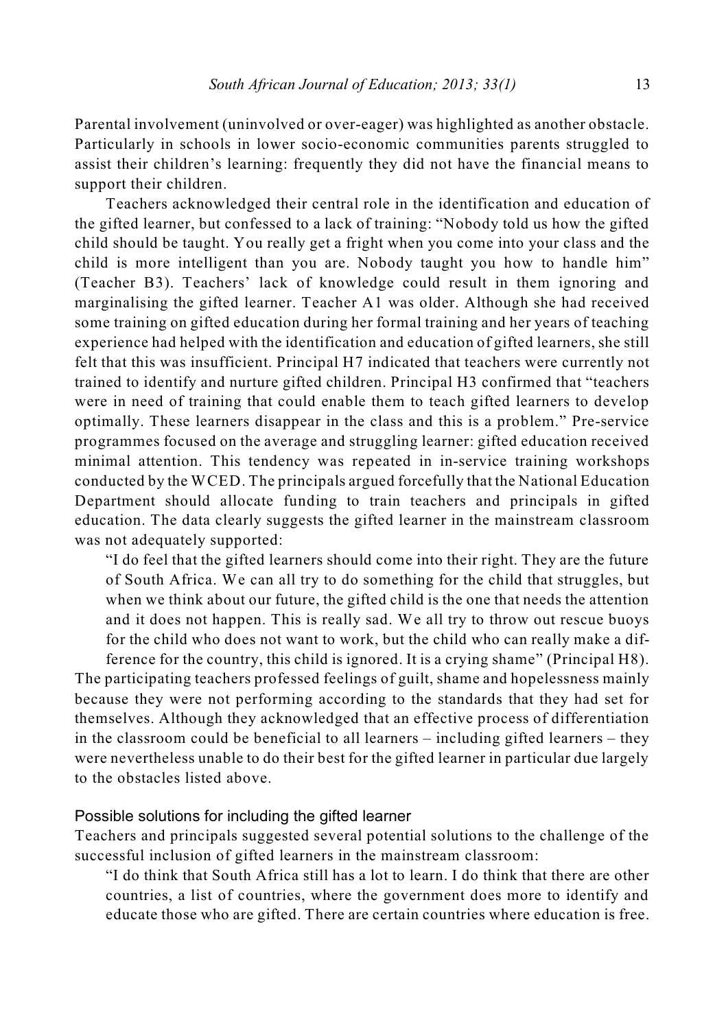Parental involvement (uninvolved or over-eager) was highlighted as another obstacle. Particularly in schools in lower socio-economic communities parents struggled to assist their children's learning: frequently they did not have the financial means to support their children.

Teachers acknowledged their central role in the identification and education of the gifted learner, but confessed to a lack of training: "Nobody told us how the gifted child should be taught. You really get a fright when you come into your class and the child is more intelligent than you are. Nobody taught you how to handle him" (Teacher B3). Teachers' lack of knowledge could result in them ignoring and marginalising the gifted learner. Teacher A1 was older. Although she had received some training on gifted education during her formal training and her years of teaching experience had helped with the identification and education of gifted learners, she still felt that this was insufficient. Principal H7 indicated that teachers were currently not trained to identify and nurture gifted children. Principal H3 confirmed that "teachers were in need of training that could enable them to teach gifted learners to develop optimally. These learners disappear in the class and this is a problem." Pre-service programmes focused on the average and struggling learner: gifted education received minimal attention. This tendency was repeated in in-service training workshops conducted by the WCED. The principals argued forcefully that the National Education Department should allocate funding to train teachers and principals in gifted education. The data clearly suggests the gifted learner in the mainstream classroom was not adequately supported:

> "I do feel that the gifted learners should come into their right. They are the future of South Africa. We can all try to do something for the child that struggles, but when we think about our future, the gifted child is the one that needs the attention and it does not happen. This is really sad. We all try to throw out rescue buoys for the child who does not want to work, but the child who can really make a difference for the country, this child is ignored. It is a crying shame" (Principal H8).

The participating teachers professed feelings of guilt, shame and hopelessness mainly because they were not performing according to the standards that they had set for themselves. Although they acknowledged that an effective process of differentiation in the classroom could be beneficial to all learners – including gifted learners – they were nevertheless unable to do their best for the gifted learner in particular due largely to the obstacles listed above.

### Possible solutions for including the gifted learner

Teachers and principals suggested several potential solutions to the challenge of the successful inclusion of gifted learners in the mainstream classroom:

> "I do think that South Africa still has a lot to learn. I do think that there are other countries, a list of countries, where the government does more to identify and educate those who are gifted. There are certain countries where education is free.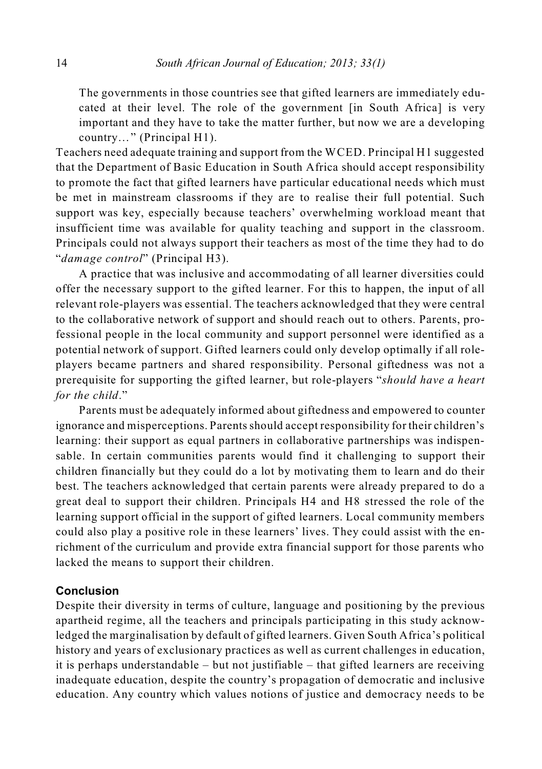The governments in those countries see that gifted learners are immediately educated at their level. The role of the government [in South Africa] is very important and they have to take the matter further, but now we are a developing country…" (Principal H1).

Teachers need adequate training and support from the WCED. Principal H1 suggested that the Department of Basic Education in South Africa should accept responsibility to promote the fact that gifted learners have particular educational needs which must be met in mainstream classrooms if they are to realise their full potential. Such support was key, especially because teachers' overwhelming workload meant that insufficient time was available for quality teaching and support in the classroom. Principals could not always support their teachers as most of the time they had to do "*damage control*" (Principal H3).

A practice that was inclusive and accommodating of all learner diversities could offer the necessary support to the gifted learner. For this to happen, the input of all relevant role-players was essential. The teachers acknowledged that they were central to the collaborative network of support and should reach out to others. Parents, professional people in the local community and support personnel were identified as a potential network of support. Gifted learners could only develop optimally if all role-players became partners and shared responsibility. Personal giftedness was not a prerequisite for supporting the gifted learner, but role-players "*should have a heart for the child*."

Parents must be adequately informed about giftedness and empowered to counter ignorance and misperceptions. Parents should accept responsibility for their children's learning: their support as equal partners in collaborative partnerships was indispensable. In certain communities parents would find it challenging to support their children financially but they could do a lot by motivating them to learn and do their best. The teachers acknowledged that certain parents were already prepared to do a great deal to support their children. Principals H4 and H8 stressed the role of the learning support official in the support of gifted learners. Local community members could also play a positive role in these learners' lives. They could assist with the enrichment of the curriculum and provide extra financial support for those parents who lacked the means to support their children.

## Conclusion

Despite their diversity in terms of culture, language and positioning by the previous apartheid regime, all the teachers and principals participating in this study acknowledged the marginalisation by default of gifted learners. Given South Africa's political history and years of exclusionary practices as well as current challenges in education, it is perhaps understandable – but not justifiable – that gifted learners are receiving inadequate education, despite the country's propagation of democratic and inclusive education. Any country which values notions of justice and democracy needs to be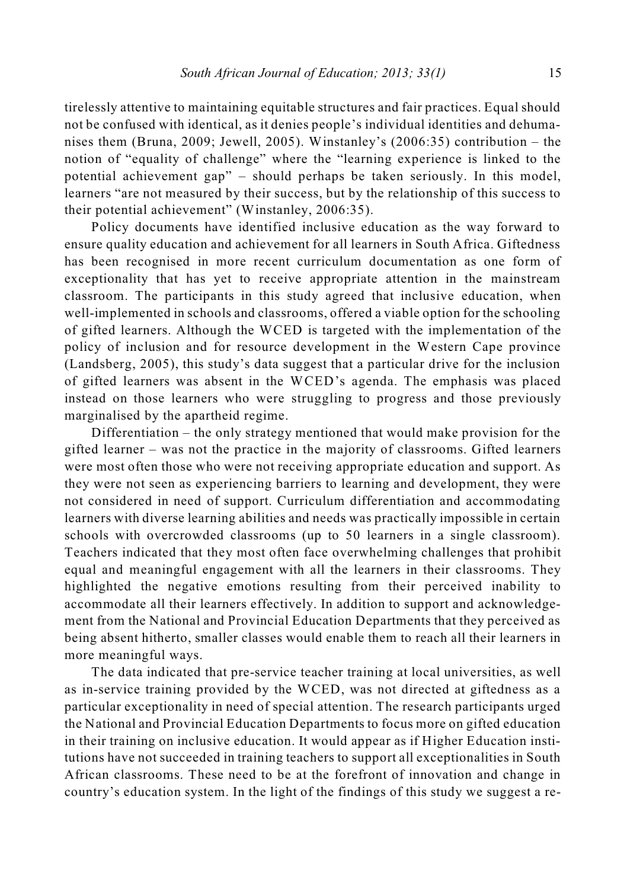tirelessly attentive to maintaining equitable structures and fair practices. Equal should not be confused with identical, as it denies people's individual identities and dehumanises them (Bruna, 2009; Jewell, 2005). Winstanley's (2006:35) contribution – the notion of "equality of challenge" where the "learning experience is linked to the potential achievement gap" – should perhaps be taken seriously. In this model, learners "are not measured by their success, but by the relationship of this success to their potential achievement" (Winstanley, 2006:35).

Policy documents have identified inclusive education as the way forward to ensure quality education and achievement for all learners in South Africa. Giftedness has been recognised in more recent curriculum documentation as one form of exceptionality that has yet to receive appropriate attention in the mainstream classroom. The participants in this study agreed that inclusive education, when well-implemented in schools and classrooms, offered a viable option for the schooling of gifted learners. Although the WCED is targeted with the implementation of the policy of inclusion and for resource development in the Western Cape province (Landsberg, 2005), this study's data suggest that a particular drive for the inclusion of gifted learners was absent in the WCED's agenda. The emphasis was placed instead on those learners who were struggling to progress and those previously marginalised by the apartheid regime.

Differentiation – the only strategy mentioned that would make provision for the gifted learner – was not the practice in the majority of classrooms. Gifted learners were most often those who were not receiving appropriate education and support. As they were not seen as experiencing barriers to learning and development, they were not considered in need of support. Curriculum differentiation and accommodating learners with diverse learning abilities and needs was practically impossible in certain schools with overcrowded classrooms (up to 50 learners in a single classroom). Teachers indicated that they most often face overwhelming challenges that prohibit equal and meaningful engagement with all the learners in their classrooms. They highlighted the negative emotions resulting from their perceived inability to accommodate all their learners effectively. In addition to support and acknowledgement from the National and Provincial Education Departments that they perceived as being absent hitherto, smaller classes would enable them to reach all their learners in more meaningful ways.

The data indicated that pre-service teacher training at local universities, as well as in-service training provided by the WCED, was not directed at giftedness as a particular exceptionality in need of special attention. The research participants urged the National and Provincial Education Departments to focus more on gifted education in their training on inclusive education. It would appear as if Higher Education institutions have not succeeded in training teachers to support all exceptionalities in South African classrooms. These need to be at the forefront of innovation and change in country's education system. In the light of the findings of this study we suggest a re-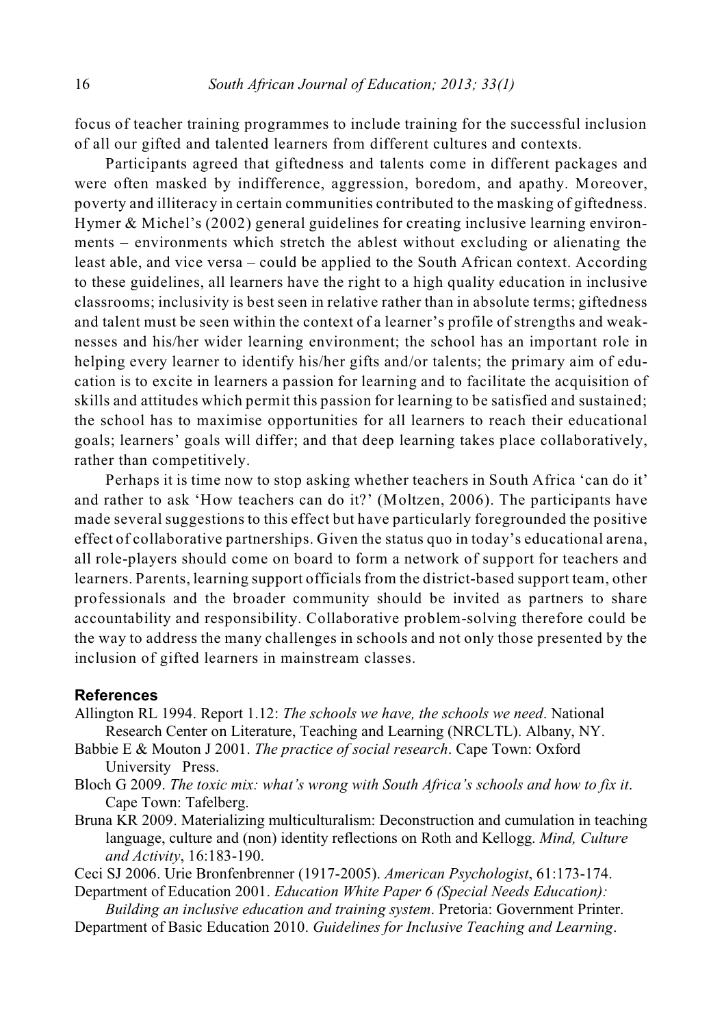focus of teacher training programmes to include training for the successful inclusion of all our gifted and talented learners from different cultures and contexts.

Participants agreed that giftedness and talents come in different packages and were often masked by indifference, aggression, boredom, and apathy. Moreover, poverty and illiteracy in certain communities contributed to the masking of giftedness. Hymer & Michel's (2002) general guidelines for creating inclusive learning environments – environments which stretch the ablest without excluding or alienating the least able, and vice versa – could be applied to the South African context. According to these guidelines, all learners have the right to a high quality education in inclusive classrooms; inclusivity is best seen in relative rather than in absolute terms; giftedness and talent must be seen within the context of a learner's profile of strengths and weaknesses and his/her wider learning environment; the school has an important role in helping every learner to identify his/her gifts and/or talents; the primary aim of education is to excite in learners a passion for learning and to facilitate the acquisition of skills and attitudes which permit this passion for learning to be satisfied and sustained; the school has to maximise opportunities for all learners to reach their educational goals; learners' goals will differ; and that deep learning takes place collaboratively, rather than competitively.

Perhaps it is time now to stop asking whether teachers in South Africa 'can do it' and rather to ask 'How teachers can do it?' (Moltzen, 2006). The participants have made several suggestions to this effect but have particularly foregrounded the positive effect of collaborative partnerships. Given the status quo in today's educational arena, all role-players should come on board to form a network of support for teachers and learners. Parents, learning support officials from the district-based support team, other professionals and the broader community should be invited as partners to share accountability and responsibility. Collaborative problem-solving therefore could be the way to address the many challenges in schools and not only those presented by the inclusion of gifted learners in mainstream classes.

## References

Allington RL 1994. Report 1.12: *The schools we have, the schools we need*. National Research Center on Literature, Teaching and Learning (NRCLTL). Albany, NY.

Babbie E & Mouton J 2001. *The practice of social research*. Cape Town: Oxford University Press.

Bloch G 2009. *The toxic mix: what's wrong with South Africa's schools and how to fix it*. Cape Town: Tafelberg.

Bruna KR 2009. Materializing multiculturalism: Deconstruction and cumulation in teaching language, culture and (non) identity reflections on Roth and Kellogg. *Mind, Culture and Activity*, 16:183-190.

Ceci SJ 2006. Urie Bronfenbrenner (1917-2005). *American Psychologist*, 61:173-174.

Department of Education 2001. *Education White Paper 6 (Special Needs Education): Building an inclusive education and training system*. Pretoria: Government Printer.

Department of Basic Education 2010. *Guidelines for Inclusive Teaching and Learning*.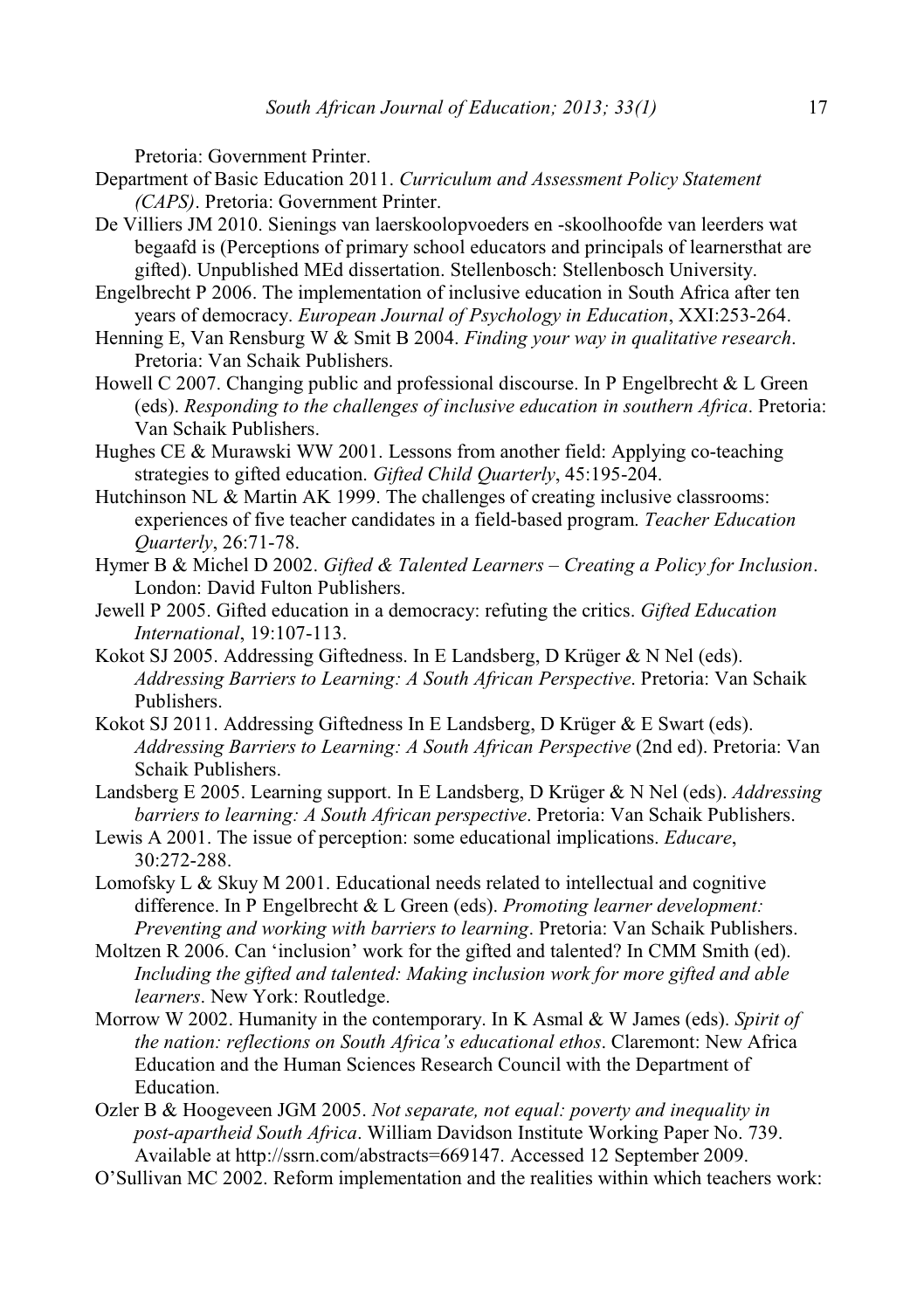Pretoria: Government Printer.

Department of Basic Education 2011. *Curriculum and Assessment Policy Statement (CAPS)*. Pretoria: Government Printer.

De Villiers JM 2010. Sienings van laerskoolopvoeders en -skoolhoofde van leerders wat begaafd is (Perceptions of primary school educators and principals of learnersthat are gifted). Unpublished MEd dissertation. Stellenbosch: Stellenbosch University.

Engelbrecht P 2006. The implementation of inclusive education in South Africa after ten years of democracy. *European Journal of Psychology in Education*, XXI:253-264.

Henning E, Van Rensburg W & Smit B 2004. *Finding your way in qualitative research*. Pretoria: Van Schaik Publishers.

Howell C 2007. Changing public and professional discourse. In P Engelbrecht & L Green (eds). *Responding to the challenges of inclusive education in southern Africa*. Pretoria: Van Schaik Publishers.

Hughes CE & Murawski WW 2001. Lessons from another field: Applying co-teaching strategies to gifted education. *Gifted Child Quarterly*, 45:195-204.

Hutchinson NL & Martin AK 1999. The challenges of creating inclusive classrooms: experiences of five teacher candidates in a field-based program. *Teacher Education Quarterly*, 26:71-78.

Hymer B & Michel D 2002. *Gifted & Talented Learners – Creating a Policy for Inclusion*. London: David Fulton Publishers.

Jewell P 2005. Gifted education in a democracy: refuting the critics. *Gifted Education International*, 19:107-113.

Kokot SJ 2005. Addressing Giftedness. In E Landsberg, D Krüger & N Nel (eds). *Addressing Barriers to Learning: A South African Perspective*. Pretoria: Van Schaik Publishers.

Kokot SJ 2011. Addressing Giftedness In E Landsberg, D Krüger & E Swart (eds). *Addressing Barriers to Learning: A South African Perspective* (2nd ed). Pretoria: Van Schaik Publishers.

Landsberg E 2005. Learning support. In E Landsberg, D Krüger & N Nel (eds). *Addressing barriers to learning: A South African perspective*. Pretoria: Van Schaik Publishers.

Lewis A 2001. The issue of perception: some educational implications. *Educare*, 30:272-288.

Lomofsky L & Skuy M 2001. Educational needs related to intellectual and cognitive difference. In P Engelbrecht & L Green (eds). *Promoting learner development: Preventing and working with barriers to learning*. Pretoria: Van Schaik Publishers.

Moltzen R 2006. Can 'inclusion' work for the gifted and talented? In CMM Smith (ed). *Including the gifted and talented: Making inclusion work for more gifted and able learners*. New York: Routledge.

Morrow W 2002. Humanity in the contemporary. In K Asmal & W James (eds). *Spirit of the nation: reflections on South Africa's educational ethos*. Claremont: New Africa Education and the Human Sciences Research Council with the Department of Education.

Ozler B & Hoogeveen JGM 2005. *Not separate, not equal: poverty and inequality in post-apartheid South Africa*. William Davidson Institute Working Paper No. 739. Available at http://ssrn.com/abstracts=669147. Accessed 12 September 2009.

O'Sullivan MC 2002. Reform implementation and the realities within which teachers work: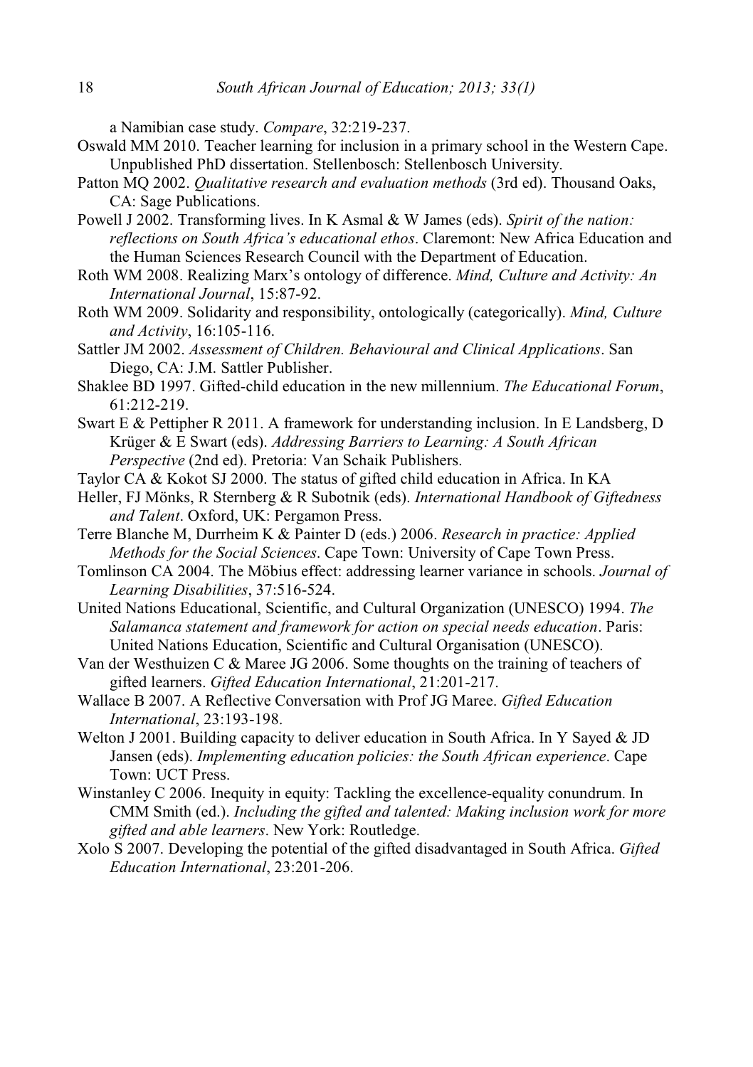a Namibian case study. *Compare*, 32:219-237.

Oswald MM 2010. Teacher learning for inclusion in a primary school in the Western Cape. Unpublished PhD dissertation. Stellenbosch: Stellenbosch University.

Patton MQ 2002. *Qualitative research and evaluation methods* (3rd ed). Thousand Oaks, CA: Sage Publications.

Powell J 2002. Transforming lives. In K Asmal & W James (eds). *Spirit of the nation: reflections on South Africa's educational ethos*. Claremont: New Africa Education and the Human Sciences Research Council with the Department of Education.

Roth WM 2008. Realizing Marx's ontology of difference. *Mind, Culture and Activity: An International Journal*, 15:87-92.

Roth WM 2009. Solidarity and responsibility, ontologically (categorically). *Mind, Culture and Activity*, 16:105-116.

Sattler JM 2002. *Assessment of Children. Behavioural and Clinical Applications*. San Diego, CA: J.M. Sattler Publisher.

Shaklee BD 1997. Gifted-child education in the new millennium. *The Educational Forum*, 61:212-219.

Swart E & Pettipher R 2011. A framework for understanding inclusion. In E Landsberg, D Krüger & E Swart (eds). *Addressing Barriers to Learning: A South African Perspective* (2nd ed). Pretoria: Van Schaik Publishers.

Taylor CA & Kokot SJ 2000. The status of gifted child education in Africa. In KA Heller, FJ Mönks, R Sternberg & R Subotnik (eds). *International Handbook of Giftedness and Talent*. Oxford, UK: Pergamon Press.

Terre Blanche M, Durrheim K & Painter D (eds.) 2006. *Research in practice: Applied Methods for the Social Sciences*. Cape Town: University of Cape Town Press.

Tomlinson CA 2004. The Möbius effect: addressing learner variance in schools. *Journal of Learning Disabilities*, 37:516-524.

United Nations Educational, Scientific, and Cultural Organization (UNESCO) 1994. *The Salamanca statement and framework for action on special needs education*. Paris: United Nations Education, Scientific and Cultural Organisation (UNESCO).

Van der Westhuizen C & Maree JG 2006. Some thoughts on the training of teachers of gifted learners. *Gifted Education International*, 21:201-217.

Wallace B 2007. A Reflective Conversation with Prof JG Maree. *Gifted Education International*, 23:193-198.

Welton J 2001. Building capacity to deliver education in South Africa. In Y Sayed & JD Jansen (eds). *Implementing education policies: the South African experience*. Cape Town: UCT Press.

Winstanley C 2006. Inequity in equity: Tackling the excellence-equality conundrum. In CMM Smith (ed.). *Including the gifted and talented: Making inclusion work for more gifted and able learners*. New York: Routledge.

Xolo S 2007. Developing the potential of the gifted disadvantaged in South Africa. *Gifted Education International*, 23:201-206.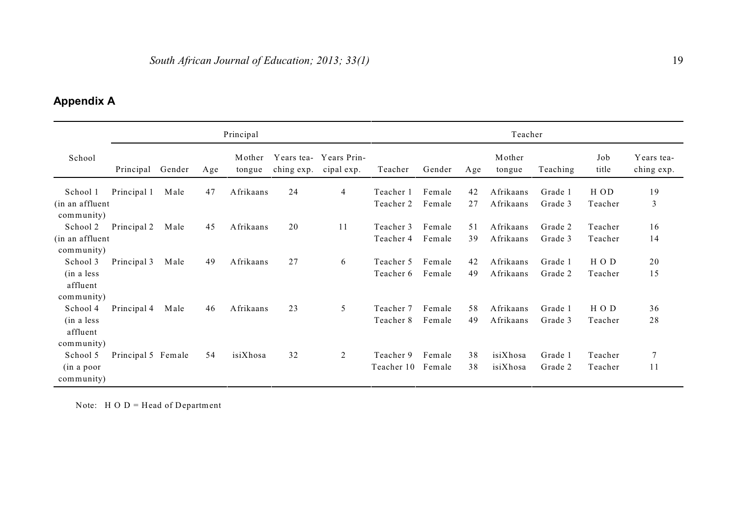## Appendix A

| School | Principal | | | | | | Teacher | | | | | | |
|---|---|---|---|---|---|---|---|---|---|---|---|---|---|
| | Principal | Gender | Age | Mother tongue | Years teaching exp. | Years Principal exp. | Teacher | Gender | Age | Mother tongue | Teaching | Job title | Years teaching exp. |
| School 1 (in an affluent community) | Principal 1 | Male | 47 | Afrikaans | 24 | 4 | Teacher 1 | Female | 42 | Afrikaans | Grade 1 | HOD | 19 |
| | | | | | | | Teacher 2 | Female | 27 | Afrikaans | Grade 3 | Teacher | 3 |
| School 2 (in an affluent community) | Principal 2 | Male | 45 | Afrikaans | 20 | 11 | Teacher 3 | Female | 51 | Afrikaans | Grade 2 | Teacher | 16 |
| | | | | | | | Teacher 4 | Female | 39 | Afrikaans | Grade 3 | Teacher | 14 |
| School 3 (in a less affluent community) | Principal 3 | Male | 49 | Afrikaans | 27 | 6 | Teacher 5 | Female | 42 | Afrikaans | Grade 1 | HOD | 20 |
| | | | | | | | Teacher 6 | Female | 49 | Afrikaans | Grade 2 | Teacher | 15 |
| School 4 (in a less affluent community) | Principal 4 | Male | 46 | Afrikaans | 23 | 5 | Teacher 7 | Female | 58 | Afrikaans | Grade 1 | HOD | 36 |
| | | | | | | | Teacher 8 | Female | 49 | Afrikaans | Grade 3 | Teacher | 28 |
| School 5 (in a poor community) | Principal 5 | Female | 54 | isiXhosa | 32 | 2 | Teacher 9 | Female | 38 | isiXhosa | Grade 1 | Teacher | 7 |
| | | | | | | | Teacher 10 | Female | 38 | isiXhosa | Grade 2 | Teacher | 11 |

Note: HOD = Head of Department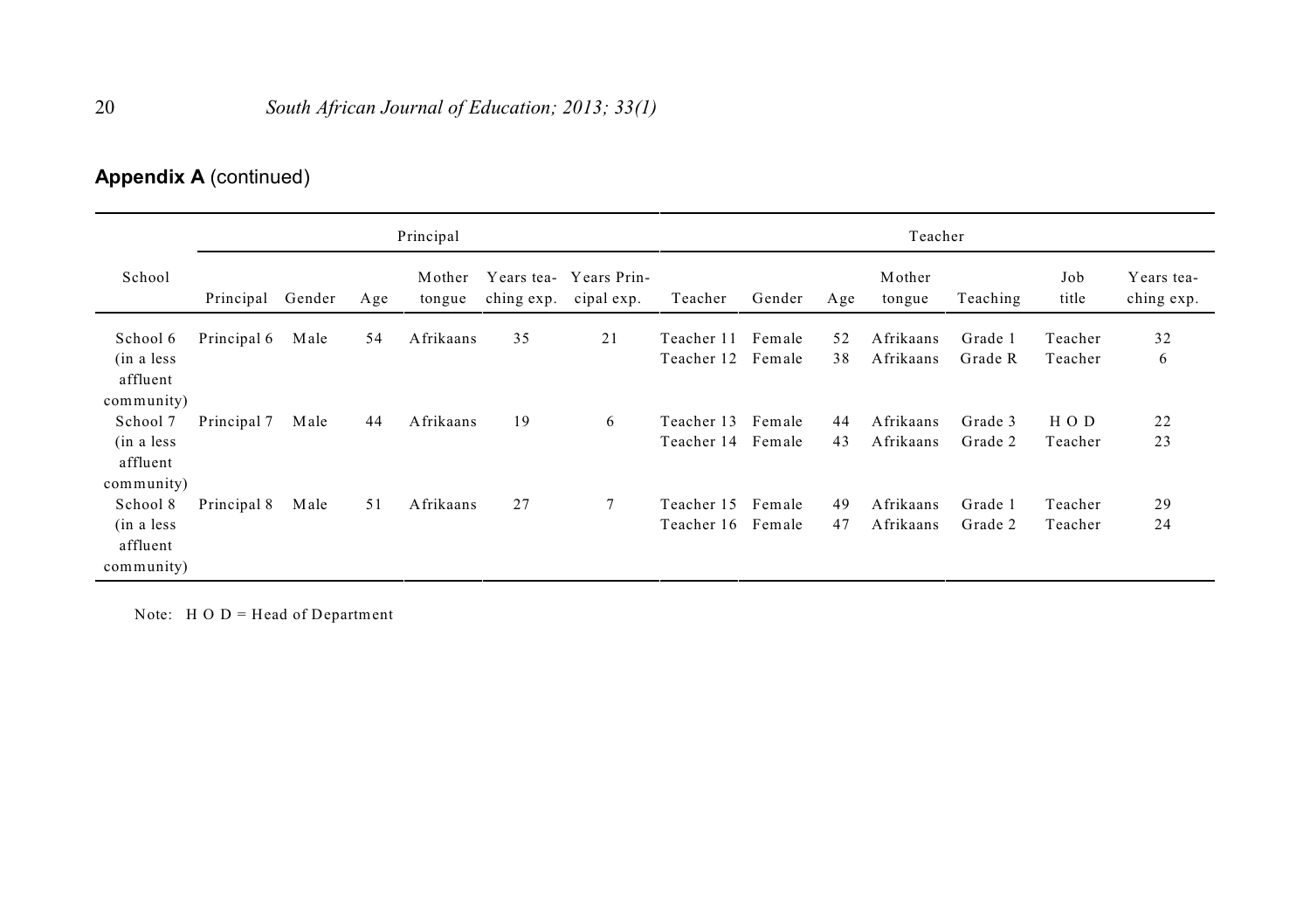**Appendix A** (continued)

| School | Principal | | | | | | Teacher | | | | | | |
|---|---|---|---|---|---|---|---|---|---|---|---|---|---|
| | Principal | Gender | Age | Mother tongue | Years teaching exp. | Years Principal exp. | Teacher | Gender | Age | Mother tongue | Teaching | Job title | Years teaching exp. |
| School 6 (in a less affluent community) | Principal 6 | Male | 54 | Afrikaans | 35 | 21 | Teacher 11 | Female | 52 | Afrikaans | Grade 1 | Teacher | 32 |
| | | | | | | | Teacher 12 | Female | 38 | Afrikaans | Grade R | Teacher | 6 |
| School 7 (in a less affluent community) | Principal 7 | Male | 44 | Afrikaans | 19 | 6 | Teacher 13 | Female | 44 | Afrikaans | Grade 3 | H O D | 22 |
| | | | | | | | Teacher 14 | Female | 43 | Afrikaans | Grade 2 | Teacher | 23 |
| School 8 (in a less affluent community) | Principal 8 | Male | 51 | Afrikaans | 27 | 7 | Teacher 15 | Female | 49 | Afrikaans | Grade 1 | Teacher | 29 |
| | | | | | | | Teacher 16 | Female | 47 | Afrikaans | Grade 2 | Teacher | 24 |

Note: H O D = Head of Department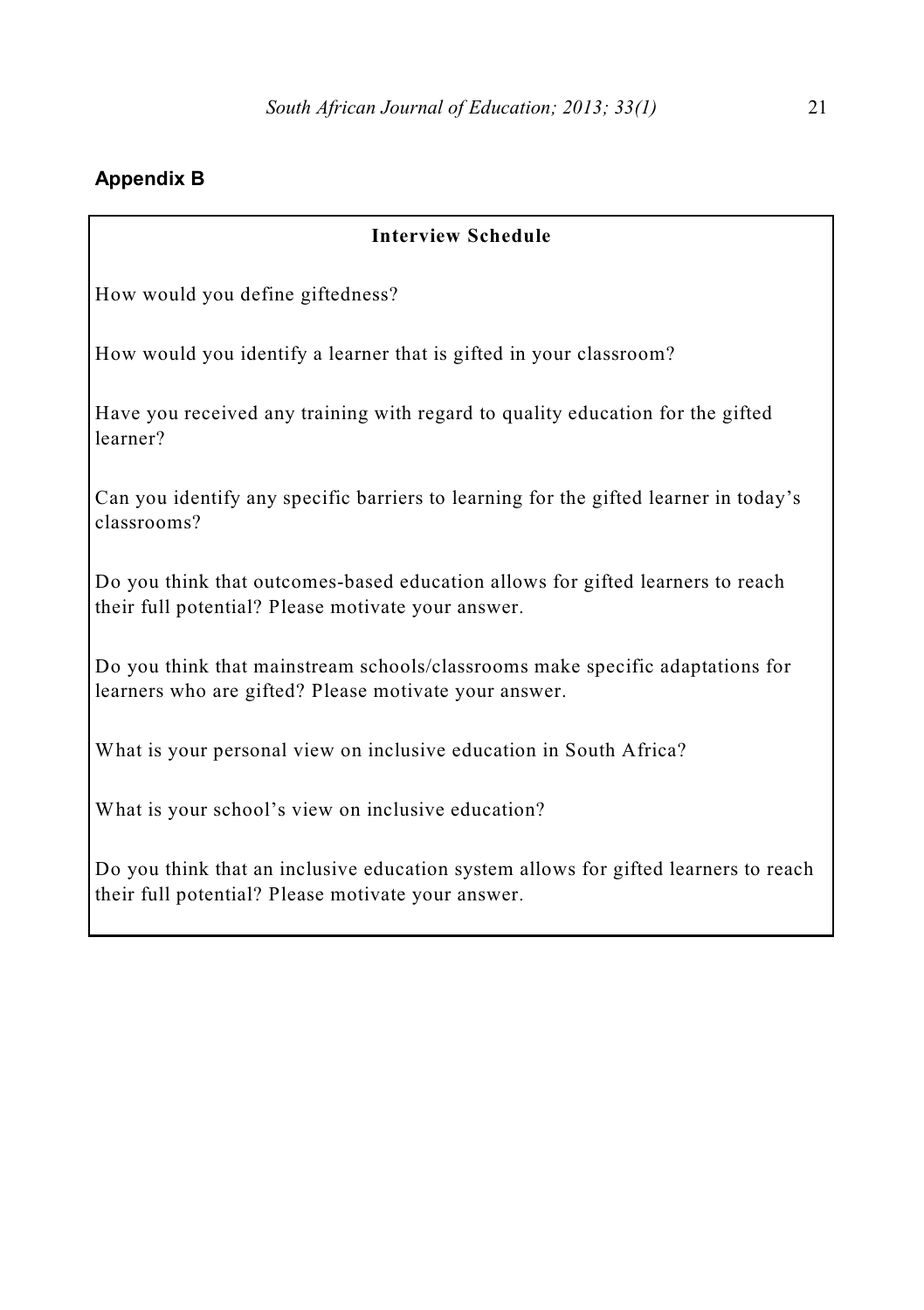## Appendix B

**Interview Schedule**

How would you define giftedness?

How would you identify a learner that is gifted in your classroom?

Have you received any training with regard to quality education for the gifted learner?

Can you identify any specific barriers to learning for the gifted learner in today's classrooms?

Do you think that outcomes-based education allows for gifted learners to reach their full potential? Please motivate your answer.

Do you think that mainstream schools/classrooms make specific adaptations for learners who are gifted? Please motivate your answer.

What is your personal view on inclusive education in South Africa?

What is your school's view on inclusive education?

Do you think that an inclusive education system allows for gifted learners to reach their full potential? Please motivate your answer.